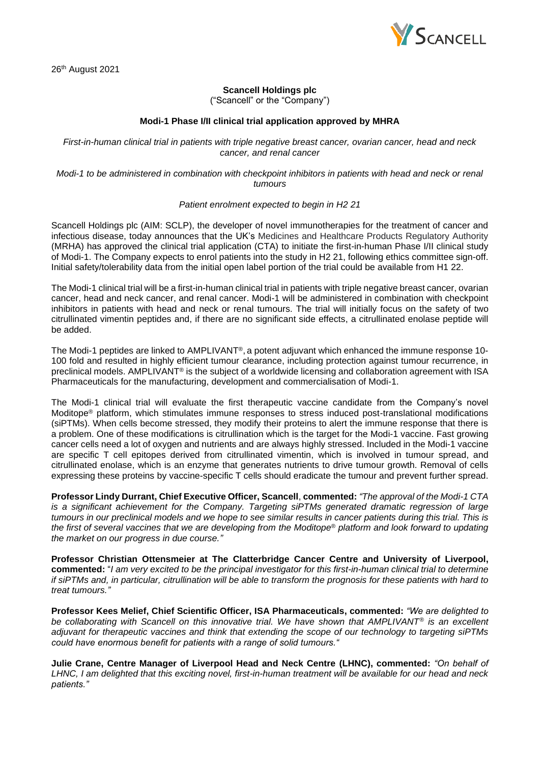26th August 2021

**Scancell Holdings plc**

("Scancell" or the "Company")

**Modi-1 Phase I/II clinical trial application approved by MHRA**

*First-in-human clinical trial in patients with triple negative breast cancer, ovarian cancer, head and neck cancer, and renal cancer*

*Modi-1 to be administered in combination with checkpoint inhibitors in patients with head and neck or renal tumours*

*Patient enrolment expected to begin in H2 21*

Scancell Holdings plc (AIM: SCLP), the developer of novel immunotherapies for the treatment of cancer and infectious disease, today announces that the UK's Medicines and Healthcare Products Regulatory Authority (MRHA) has approved the clinical trial application (CTA) to initiate the first-in-human Phase I/II clinical study of Modi-1. The Company expects to enrol patients into the study in H2 21, following ethics committee sign-off. Initial safety/tolerability data from the initial open label portion of the trial could be available from H1 22.

The Modi-1 clinical trial will be a first-in-human clinical trial in patients with triple negative breast cancer, ovarian cancer, head and neck cancer, and renal cancer. Modi-1 will be administered in combination with checkpoint inhibitors in patients with head and neck or renal tumours. The trial will initially focus on the safety of two citrullinated vimentin peptides and, if there are no significant side effects, a citrullinated enolase peptide will be added.

The Modi-1 peptides are linked to AMPLIVANT®, a potent adjuvant which enhanced the immune response 10-100 fold and resulted in highly efficient tumour clearance, including protection against tumour recurrence, in preclinical models. AMPLIVANT® is the subject of a worldwide licensing and collaboration agreement with ISA Pharmaceuticals for the manufacturing, development and commercialisation of Modi-1.

The Modi-1 clinical trial will evaluate the first therapeutic vaccine candidate from the Company's novel Moditope® platform, which stimulates immune responses to stress induced post-translational modifications (siPTMs). When cells become stressed, they modify their proteins to alert the immune response that there is a problem. One of these modifications is citrullination which is the target for the Modi-1 vaccine. Fast growing cancer cells need a lot of oxygen and nutrients and are always highly stressed. Included in the Modi-1 vaccine are specific T cell epitopes derived from citrullinated vimentin, which is involved in tumour spread, and citrullinated enolase, which is an enzyme that generates nutrients to drive tumour growth. Removal of cells expressing these proteins by vaccine-specific T cells should eradicate the tumour and prevent further spread.

**Professor Lindy Durrant, Chief Executive Officer, Scancell**, **commented:** *"The approval of the Modi-1 CTA is a significant achievement for the Company. Targeting siPTMs generated dramatic regression of large tumours in our preclinical models and we hope to see similar results in cancer patients during this trial. This is the first of several vaccines that we are developing from the Moditope® platform and look forward to updating the market on our progress in due course."*

**Professor Christian Ottensmeier at The Clatterbridge Cancer Centre and University of Liverpool, commented:** "*I am very excited to be the principal investigator for this first-in-human clinical trial to determine if siPTMs and, in particular, citrullination will be able to transform the prognosis for these patients with hard to treat tumours."*

**Professor Kees Melief, Chief Scientific Officer, ISA Pharmaceuticals, commented:** *"We are delighted to be collaborating with Scancell on this innovative trial. We have shown that AMPLIVANT® is an excellent adjuvant for therapeutic vaccines and think that extending the scope of our technology to targeting siPTMs could have enormous benefit for patients with a range of solid tumours."*

**Julie Crane, Centre Manager of Liverpool Head and Neck Centre (LHNC), commented:** *"On behalf of LHNC, I am delighted that this exciting novel, first-in-human treatment will be available for our head and neck patients."*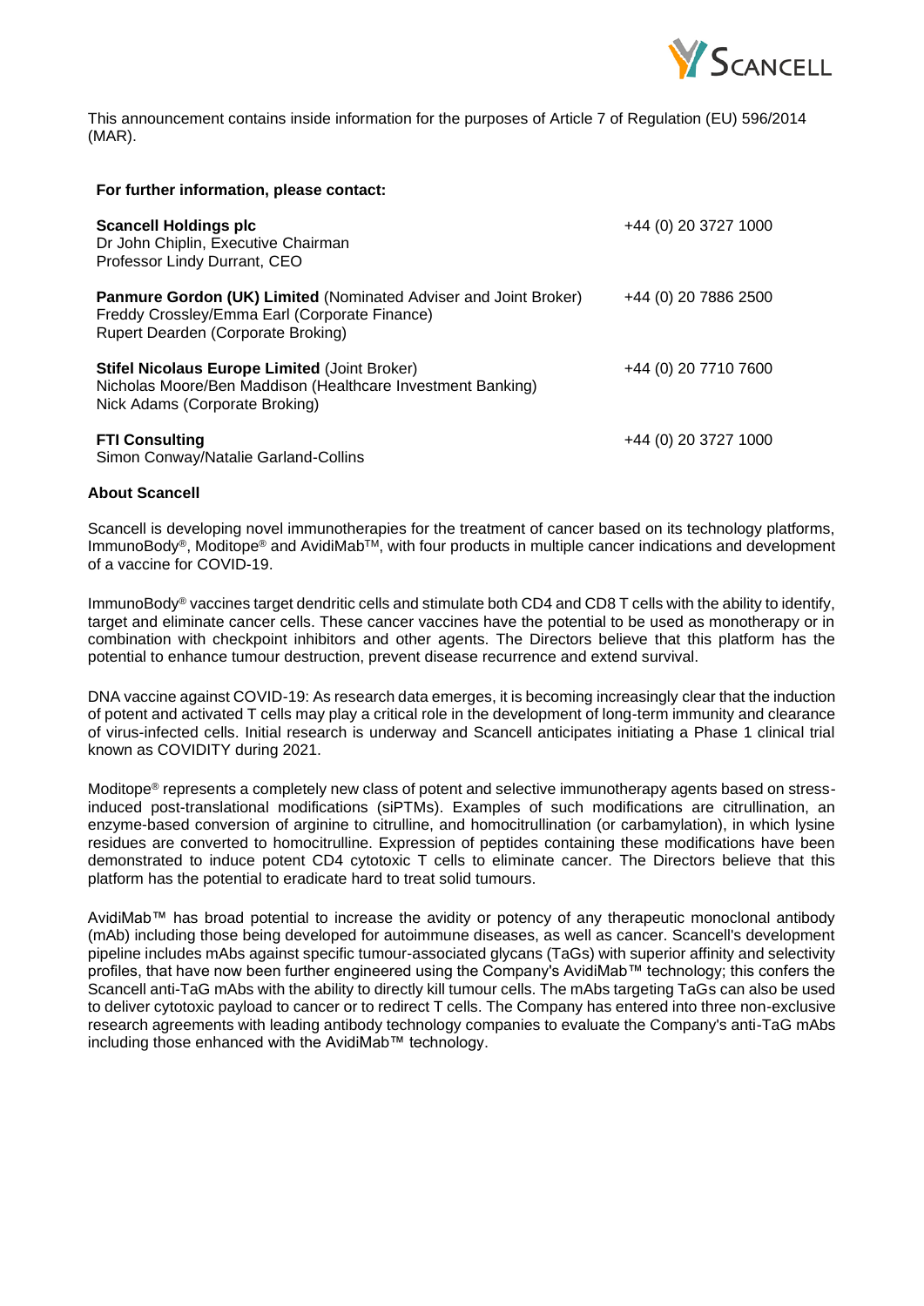This announcement contains inside information for the purposes of Article 7 of Regulation (EU) 596/2014 (MAR).

**For further information, please contact:**

| | |
|---|---|
| **Scancell Holdings plc**<br>Dr John Chiplin, Executive Chairman<br>Professor Lindy Durrant, CEO | +44 (0) 20 3727 1000 |
| **Panmure Gordon (UK) Limited** (Nominated Adviser and Joint Broker)<br>Freddy Crossley/Emma Earl (Corporate Finance)<br>Rupert Dearden (Corporate Broking) | +44 (0) 20 7886 2500 |
| **Stifel Nicolaus Europe Limited** (Joint Broker)<br>Nicholas Moore/Ben Maddison (Healthcare Investment Banking)<br>Nick Adams (Corporate Broking) | +44 (0) 20 7710 7600 |
| **FTI Consulting**<br>Simon Conway/Natalie Garland-Collins | +44 (0) 20 3727 1000 |

**About Scancell**

Scancell is developing novel immunotherapies for the treatment of cancer based on its technology platforms, ImmunoBody®, Moditope® and AvidiMab™, with four products in multiple cancer indications and development of a vaccine for COVID-19.

ImmunoBody® vaccines target dendritic cells and stimulate both CD4 and CD8 T cells with the ability to identify, target and eliminate cancer cells. These cancer vaccines have the potential to be used as monotherapy or in combination with checkpoint inhibitors and other agents. The Directors believe that this platform has the potential to enhance tumour destruction, prevent disease recurrence and extend survival.

DNA vaccine against COVID-19: As research data emerges, it is becoming increasingly clear that the induction of potent and activated T cells may play a critical role in the development of long-term immunity and clearance of virus-infected cells. Initial research is underway and Scancell anticipates initiating a Phase 1 clinical trial known as COVIDITY during 2021.

Moditope® represents a completely new class of potent and selective immunotherapy agents based on stress-induced post-translational modifications (siPTMs). Examples of such modifications are citrullination, an enzyme-based conversion of arginine to citrulline, and homocitrullination (or carbamylation), in which lysine residues are converted to homocitrulline. Expression of peptides containing these modifications have been demonstrated to induce potent CD4 cytotoxic T cells to eliminate cancer. The Directors believe that this platform has the potential to eradicate hard to treat solid tumours.

AvidiMab™ has broad potential to increase the avidity or potency of any therapeutic monoclonal antibody (mAb) including those being developed for autoimmune diseases, as well as cancer. Scancell's development pipeline includes mAbs against specific tumour-associated glycans (TaGs) with superior affinity and selectivity profiles, that have now been further engineered using the Company's AvidiMab™ technology; this confers the Scancell anti-TaG mAbs with the ability to directly kill tumour cells. The mAbs targeting TaGs can also be used to deliver cytotoxic payload to cancer or to redirect T cells. The Company has entered into three non-exclusive research agreements with leading antibody technology companies to evaluate the Company's anti-TaG mAbs including those enhanced with the AvidiMab™ technology.